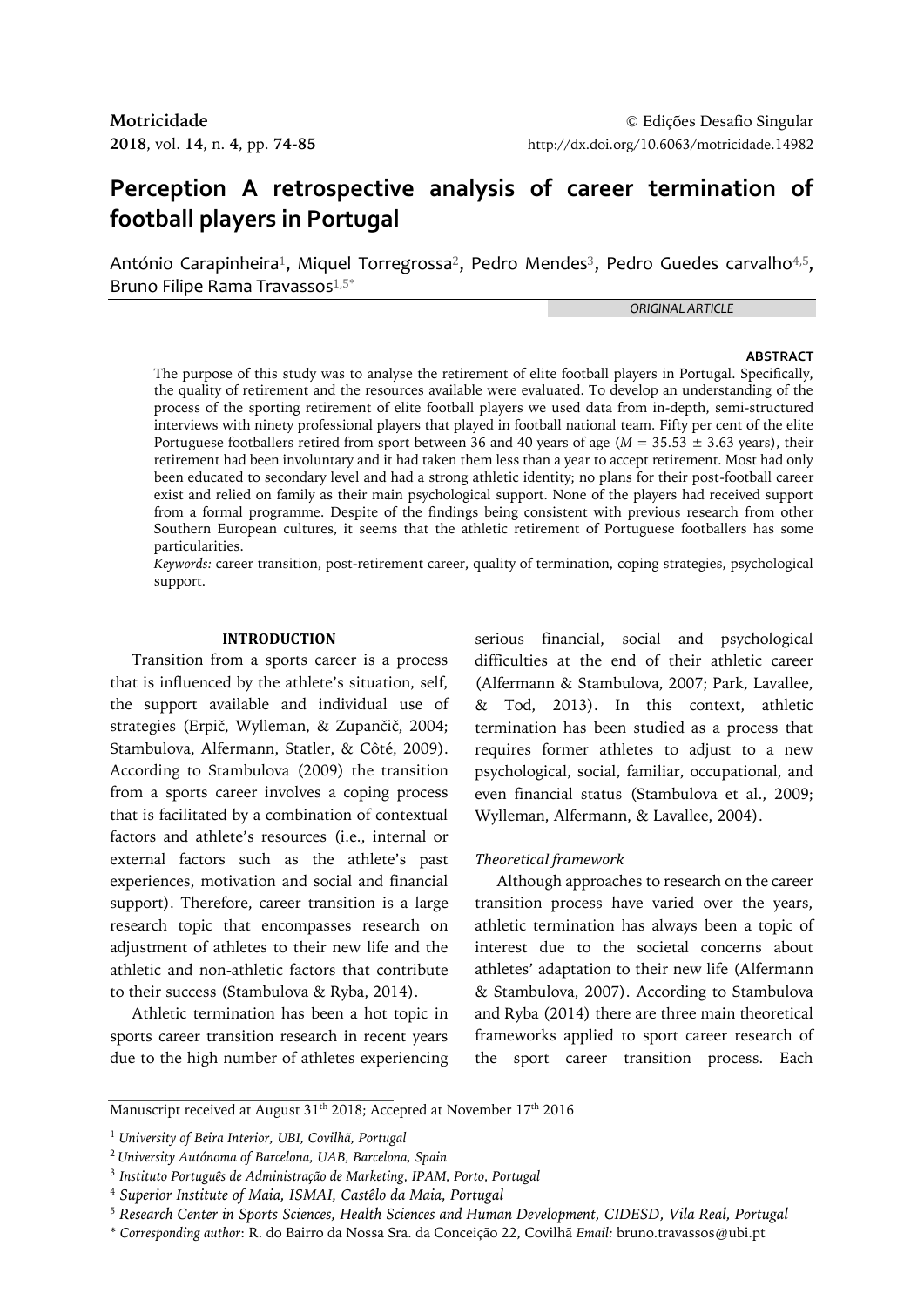**Motricidade** © Edições Desafio Singular
**2018**, vol. **14**, n. **4**, pp. **74-85** http://dx.doi.org/10.6063/motricidade.14982

# Perception A retrospective analysis of career termination of football players in Portugal

António Carapinheira[1], Miquel Torregrossa[2], Pedro Mendes[3], Pedro Guedes carvalho[4,5], Bruno Filipe Rama Travassos[1,5*]

*ORIGINAL ARTICLE*

**ABSTRACT**

The purpose of this study was to analyse the retirement of elite football players in Portugal. Specifically, the quality of retirement and the resources available were evaluated. To develop an understanding of the process of the sporting retirement of elite football players we used data from in-depth, semi-structured interviews with ninety professional players that played in football national team. Fifty per cent of the elite Portuguese footballers retired from sport between 36 and 40 years of age ($M$ = 35.53 ± 3.63 years), their retirement had been involuntary and it had taken them less than a year to accept retirement. Most had only been educated to secondary level and had a strong athletic identity; no plans for their post-football career exist and relied on family as their main psychological support. None of the players had received support from a formal programme. Despite of the findings being consistent with previous research from other Southern European cultures, it seems that the athletic retirement of Portuguese footballers has some particularities.

*Keywords:* career transition, post-retirement career, quality of termination, coping strategies, psychological support.

## INTRODUCTION

Transition from a sports career is a process that is influenced by the athlete's situation, self, the support available and individual use of strategies (Erpič, Wylleman, & Zupančič, 2004; Stambulova, Alfermann, Statler, & Côté, 2009). According to Stambulova (2009) the transition from a sports career involves a coping process that is facilitated by a combination of contextual factors and athlete's resources (i.e., internal or external factors such as the athlete's past experiences, motivation and social and financial support). Therefore, career transition is a large research topic that encompasses research on adjustment of athletes to their new life and the athletic and non-athletic factors that contribute to their success (Stambulova & Ryba, 2014).

Athletic termination has been a hot topic in sports career transition research in recent years due to the high number of athletes experiencing serious financial, social and psychological difficulties at the end of their athletic career (Alfermann & Stambulova, 2007; Park, Lavallee, & Tod, 2013). In this context, athletic termination has been studied as a process that requires former athletes to adjust to a new psychological, social, familiar, occupational, and even financial status (Stambulova et al., 2009; Wylleman, Alfermann, & Lavallee, 2004).

### *Theoretical framework*

Although approaches to research on the career transition process have varied over the years, athletic termination has always been a topic of interest due to the societal concerns about athletes' adaptation to their new life (Alfermann & Stambulova, 2007). According to Stambulova and Ryba (2014) there are three main theoretical frameworks applied to sport career research of the sport career transition process. Each

---

Manuscript received at August 31th 2018; Accepted at November 17th 2016

[1] *University of Beira Interior, UBI, Covilhã, Portugal*
[2] *University Autónoma of Barcelona, UAB, Barcelona, Spain*
[3] *Instituto Português de Administração de Marketing, IPAM, Porto, Portugal*
[4] *Superior Institute of Maia, ISMAI, Castêlo da Maia, Portugal*
[5] *Research Center in Sports Sciences, Health Sciences and Human Development, CIDESD, Vila Real, Portugal*
[*] *Corresponding author*: R. do Bairro da Nossa Sra. da Conceição 22, Covilhã *Email:* bruno.travassos@ubi.pt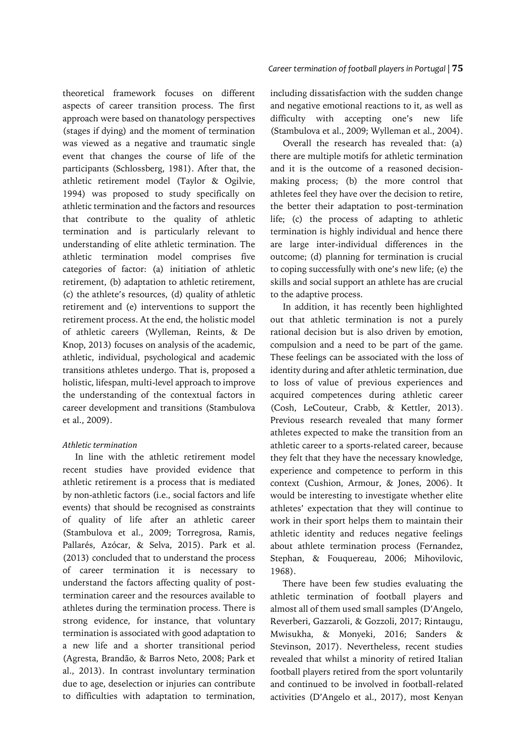theoretical framework focuses on different aspects of career transition process. The first approach were based on thanatology perspectives (stages if dying) and the moment of termination was viewed as a negative and traumatic single event that changes the course of life of the participants (Schlossberg, 1981). After that, the athletic retirement model (Taylor & Ogilvie, 1994) was proposed to study specifically on athletic termination and the factors and resources that contribute to the quality of athletic termination and is particularly relevant to understanding of elite athletic termination. The athletic termination model comprises five categories of factor: (a) initiation of athletic retirement, (b) adaptation to athletic retirement, (c) the athlete's resources, (d) quality of athletic retirement and (e) interventions to support the retirement process. At the end, the holistic model of athletic careers (Wylleman, Reints, & De Knop, 2013) focuses on analysis of the academic, athletic, individual, psychological and academic transitions athletes undergo. That is, proposed a holistic, lifespan, multi-level approach to improve the understanding of the contextual factors in career development and transitions (Stambulova et al., 2009).

*Athletic termination*

In line with the athletic retirement model recent studies have provided evidence that athletic retirement is a process that is mediated by non-athletic factors (i.e., social factors and life events) that should be recognised as constraints of quality of life after an athletic career (Stambulova et al., 2009; Torregrosa, Ramis, Pallarés, Azócar, & Selva, 2015). Park et al. (2013) concluded that to understand the process of career termination it is necessary to understand the factors affecting quality of post-termination career and the resources available to athletes during the termination process. There is strong evidence, for instance, that voluntary termination is associated with good adaptation to a new life and a shorter transitional period (Agresta, Brandão, & Barros Neto, 2008; Park et al., 2013). In contrast involuntary termination due to age, deselection or injuries can contribute to difficulties with adaptation to termination, including dissatisfaction with the sudden change and negative emotional reactions to it, as well as difficulty with accepting one's new life (Stambulova et al., 2009; Wylleman et al., 2004).

Overall the research has revealed that: (a) there are multiple motifs for athletic termination and it is the outcome of a reasoned decision-making process; (b) the more control that athletes feel they have over the decision to retire, the better their adaptation to post-termination life; (c) the process of adapting to athletic termination is highly individual and hence there are large inter-individual differences in the outcome; (d) planning for termination is crucial to coping successfully with one's new life; (e) the skills and social support an athlete has are crucial to the adaptive process.

In addition, it has recently been highlighted out that athletic termination is not a purely rational decision but is also driven by emotion, compulsion and a need to be part of the game. These feelings can be associated with the loss of identity during and after athletic termination, due to loss of value of previous experiences and acquired competences during athletic career (Cosh, LeCouteur, Crabb, & Kettler, 2013). Previous research revealed that many former athletes expected to make the transition from an athletic career to a sports-related career, because they felt that they have the necessary knowledge, experience and competence to perform in this context (Cushion, Armour, & Jones, 2006). It would be interesting to investigate whether elite athletes' expectation that they will continue to work in their sport helps them to maintain their athletic identity and reduces negative feelings about athlete termination process (Fernandez, Stephan, & Fouquereau, 2006; Mihovilovic, 1968).

There have been few studies evaluating the athletic termination of football players and almost all of them used small samples (D'Angelo, Reverberi, Gazzaroli, & Gozzoli, 2017; Rintaugu, Mwisukha, & Monyeki, 2016; Sanders & Stevinson, 2017). Nevertheless, recent studies revealed that whilst a minority of retired Italian football players retired from the sport voluntarily and continued to be involved in football-related activities (D'Angelo et al., 2017), most Kenyan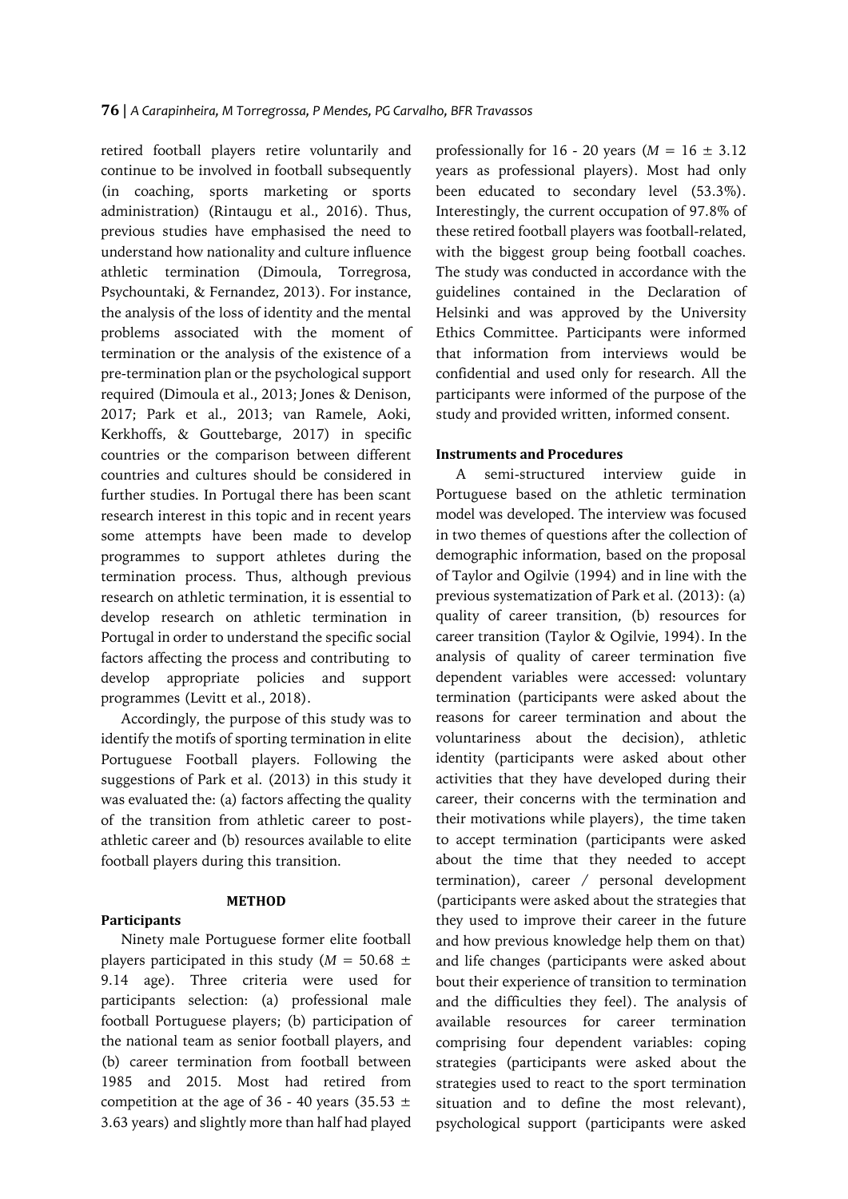retired football players retire voluntarily and continue to be involved in football subsequently (in coaching, sports marketing or sports administration) (Rintaugu et al., 2016). Thus, previous studies have emphasised the need to understand how nationality and culture influence athletic termination (Dimoula, Torregrosa, Psychountaki, & Fernandez, 2013). For instance, the analysis of the loss of identity and the mental problems associated with the moment of termination or the analysis of the existence of a pre-termination plan or the psychological support required (Dimoula et al., 2013; Jones & Denison, 2017; Park et al., 2013; van Ramele, Aoki, Kerkhoffs, & Gouttebarge, 2017) in specific countries or the comparison between different countries and cultures should be considered in further studies. In Portugal there has been scant research interest in this topic and in recent years some attempts have been made to develop programmes to support athletes during the termination process. Thus, although previous research on athletic termination, it is essential to develop research on athletic termination in Portugal in order to understand the specific social factors affecting the process and contributing to develop appropriate policies and support programmes (Levitt et al., 2018).

Accordingly, the purpose of this study was to identify the motifs of sporting termination in elite Portuguese Football players. Following the suggestions of Park et al. (2013) in this study it was evaluated the: (a) factors affecting the quality of the transition from athletic career to post-athletic career and (b) resources available to elite football players during this transition.

## METHOD

### Participants

Ninety male Portuguese former elite football players participated in this study ($M = 50.68 \pm 9.14$ age). Three criteria were used for participants selection: (a) professional male football Portuguese players; (b) participation of the national team as senior football players, and (b) career termination from football between 1985 and 2015. Most had retired from competition at the age of 36 - 40 years ($35.53 \pm 3.63$ years) and slightly more than half had played professionally for 16 - 20 years ($M = 16 \pm 3.12$ years as professional players). Most had only been educated to secondary level (53.3%). Interestingly, the current occupation of 97.8% of these retired football players was football-related, with the biggest group being football coaches. The study was conducted in accordance with the guidelines contained in the Declaration of Helsinki and was approved by the University Ethics Committee. Participants were informed that information from interviews would be confidential and used only for research. All the participants were informed of the purpose of the study and provided written, informed consent.

### Instruments and Procedures

A semi-structured interview guide in Portuguese based on the athletic termination model was developed. The interview was focused in two themes of questions after the collection of demographic information, based on the proposal of Taylor and Ogilvie (1994) and in line with the previous systematization of Park et al. (2013): (a) quality of career transition, (b) resources for career transition (Taylor & Ogilvie, 1994). In the analysis of quality of career termination five dependent variables were accessed: voluntary termination (participants were asked about the reasons for career termination and about the voluntariness about the decision), athletic identity (participants were asked about other activities that they have developed during their career, their concerns with the termination and their motivations while players), the time taken to accept termination (participants were asked about the time that they needed to accept termination), career / personal development (participants were asked about the strategies that they used to improve their career in the future and how previous knowledge help them on that) and life changes (participants were asked about bout their experience of transition to termination and the difficulties they feel). The analysis of available resources for career termination comprising four dependent variables: coping strategies (participants were asked about the strategies used to react to the sport termination situation and to define the most relevant), psychological support (participants were asked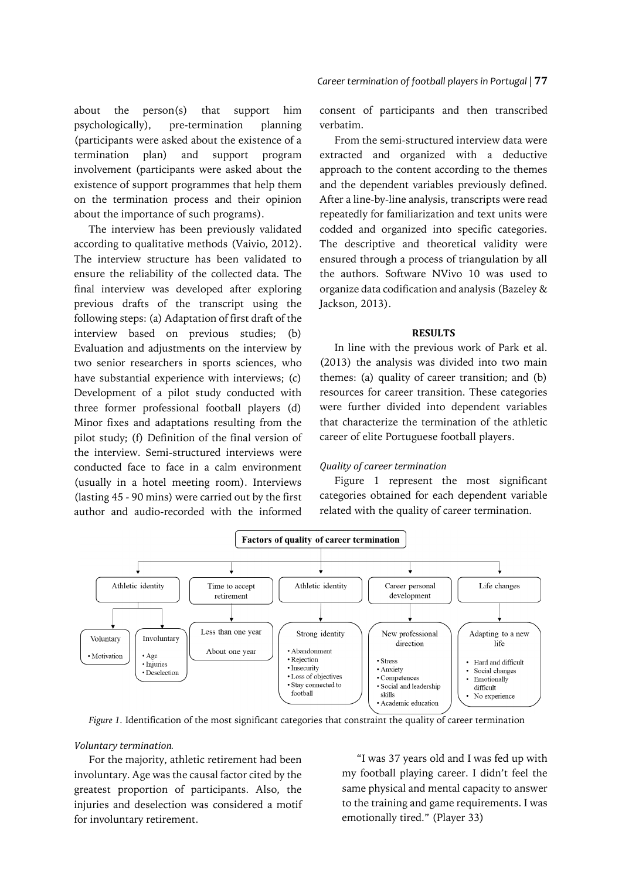about the person(s) that support him psychologically), pre-termination planning (participants were asked about the existence of a termination plan) and support program involvement (participants were asked about the existence of support programmes that help them on the termination process and their opinion about the importance of such programs).

The interview has been previously validated according to qualitative methods (Vaivio, 2012). The interview structure has been validated to ensure the reliability of the collected data. The final interview was developed after exploring previous drafts of the transcript using the following steps: (a) Adaptation of first draft of the interview based on previous studies; (b) Evaluation and adjustments on the interview by two senior researchers in sports sciences, who have substantial experience with interviews; (c) Development of a pilot study conducted with three former professional football players (d) Minor fixes and adaptations resulting from the pilot study; (f) Definition of the final version of the interview. Semi-structured interviews were conducted face to face in a calm environment (usually in a hotel meeting room). Interviews (lasting 45 - 90 mins) were carried out by the first author and audio-recorded with the informed consent of participants and then transcribed verbatim.

From the semi-structured interview data were extracted and organized with a deductive approach to the content according to the themes and the dependent variables previously defined. After a line-by-line analysis, transcripts were read repeatedly for familiarization and text units were codded and organized into specific categories. The descriptive and theoretical validity were ensured through a process of triangulation by all the authors. Software NVivo 10 was used to organize data codification and analysis (Bazeley & Jackson, 2013).

## RESULTS

In line with the previous work of Park et al. (2013) the analysis was divided into two main themes: (a) quality of career transition; and (b) resources for career transition. These categories were further divided into dependent variables that characterize the termination of the athletic career of elite Portuguese football players.

### *Quality of career termination*

Figure 1 represent the most significant categories obtained for each dependent variable related with the quality of career termination.

**Factors of quality of career termination**

- Athletic identity
  - Voluntary
    - Motivation
  - Involuntary
    - Age
    - Injuries
    - Deselection
- Time to accept retirement
  - Less than one year
  - About one year
- Athletic identity
  - Strong identity
    - Abandonment
    - Rejection
    - Insecurity
    - Loss of objectives
    - Stay connected to football
- Career personal development
  - New professional direction
    - Stress
    - Anxiety
    - Competences
    - Social and leadership skills
    - Academic education
- Life changes
  - Adapting to a new life
    - Hard and difficult
    - Social changes
    - Emotionally difficult
    - No experience

*Figure 1.* Identification of the most significant categories that constraint the quality of career termination

*Voluntary termination.*

For the majority, athletic retirement had been involuntary. Age was the causal factor cited by the greatest proportion of participants. Also, the injuries and deselection was considered a motif for involuntary retirement.

> "I was 37 years old and I was fed up with my football playing career. I didn't feel the same physical and mental capacity to answer to the training and game requirements. I was emotionally tired." (Player 33)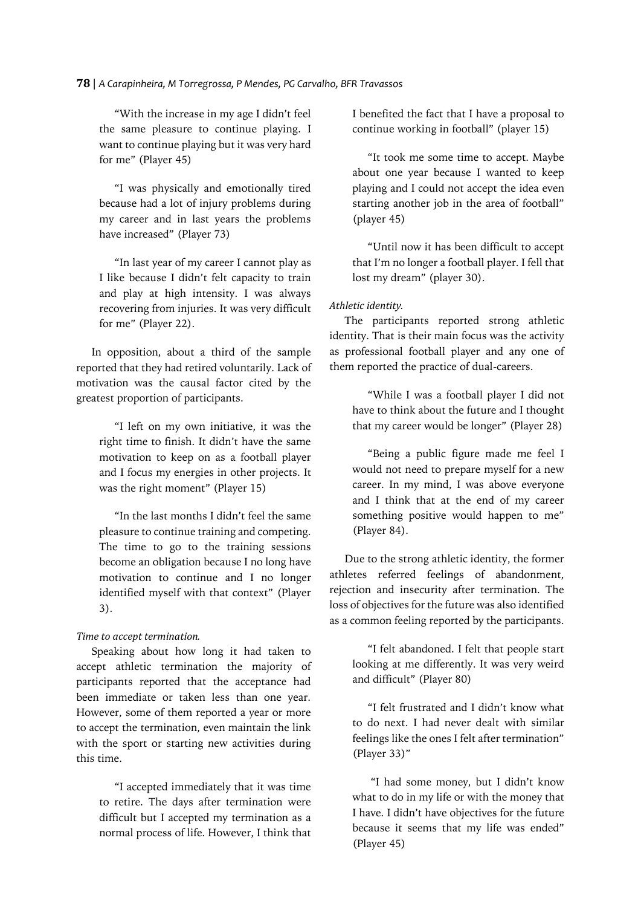"With the increase in my age I didn't feel the same pleasure to continue playing. I want to continue playing but it was very hard for me" (Player 45)

"I was physically and emotionally tired because had a lot of injury problems during my career and in last years the problems have increased" (Player 73)

"In last year of my career I cannot play as I like because I didn't felt capacity to train and play at high intensity. I was always recovering from injuries. It was very difficult for me" (Player 22).

In opposition, about a third of the sample reported that they had retired voluntarily. Lack of motivation was the causal factor cited by the greatest proportion of participants.

"I left on my own initiative, it was the right time to finish. It didn't have the same motivation to keep on as a football player and I focus my energies in other projects. It was the right moment" (Player 15)

"In the last months I didn't feel the same pleasure to continue training and competing. The time to go to the training sessions become an obligation because I no long have motivation to continue and I no longer identified myself with that context" (Player 3).

*Time to accept termination.*

Speaking about how long it had taken to accept athletic termination the majority of participants reported that the acceptance had been immediate or taken less than one year. However, some of them reported a year or more to accept the termination, even maintain the link with the sport or starting new activities during this time.

"I accepted immediately that it was time to retire. The days after termination were difficult but I accepted my termination as a normal process of life. However, I think that I benefited the fact that I have a proposal to continue working in football" (player 15)

"It took me some time to accept. Maybe about one year because I wanted to keep playing and I could not accept the idea even starting another job in the area of football" (player 45)

"Until now it has been difficult to accept that I'm no longer a football player. I fell that lost my dream" (player 30).

*Athletic identity.*

The participants reported strong athletic identity. That is their main focus was the activity as professional football player and any one of them reported the practice of dual-careers.

"While I was a football player I did not have to think about the future and I thought that my career would be longer" (Player 28)

"Being a public figure made me feel I would not need to prepare myself for a new career. In my mind, I was above everyone and I think that at the end of my career something positive would happen to me" (Player 84).

Due to the strong athletic identity, the former athletes referred feelings of abandonment, rejection and insecurity after termination. The loss of objectives for the future was also identified as a common feeling reported by the participants.

"I felt abandoned. I felt that people start looking at me differently. It was very weird and difficult" (Player 80)

"I felt frustrated and I didn't know what to do next. I had never dealt with similar feelings like the ones I felt after termination" (Player 33)"

"I had some money, but I didn't know what to do in my life or with the money that I have. I didn't have objectives for the future because it seems that my life was ended" (Player 45)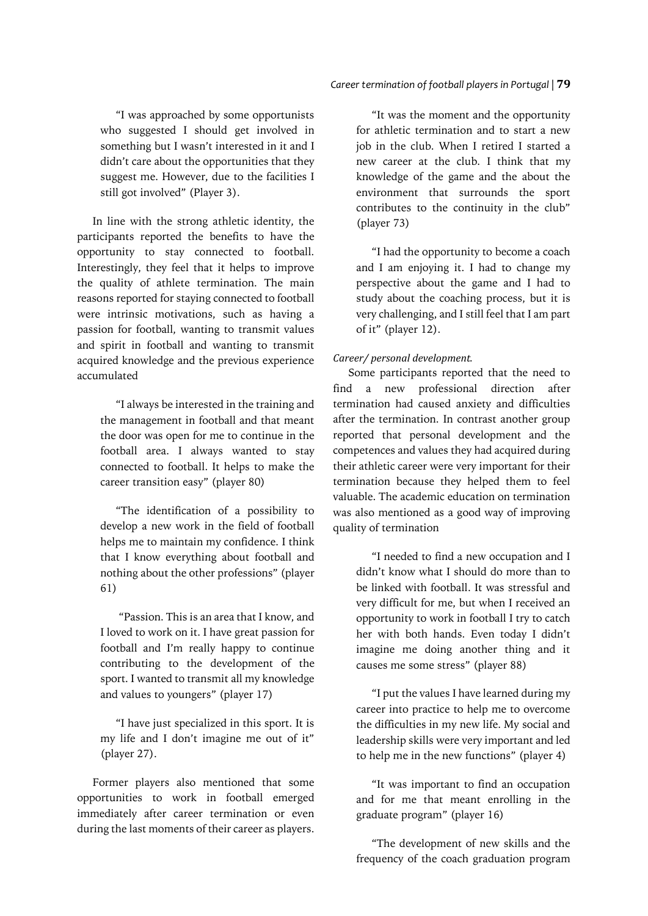> "I was approached by some opportunists who suggested I should get involved in something but I wasn't interested in it and I didn't care about the opportunities that they suggest me. However, due to the facilities I still got involved" (Player 3).

In line with the strong athletic identity, the participants reported the benefits to have the opportunity to stay connected to football. Interestingly, they feel that it helps to improve the quality of athlete termination. The main reasons reported for staying connected to football were intrinsic motivations, such as having a passion for football, wanting to transmit values and spirit in football and wanting to transmit acquired knowledge and the previous experience accumulated

> "I always be interested in the training and the management in football and that meant the door was open for me to continue in the football area. I always wanted to stay connected to football. It helps to make the career transition easy" (player 80)

> "The identification of a possibility to develop a new work in the field of football helps me to maintain my confidence. I think that I know everything about football and nothing about the other professions" (player 61)

> "Passion. This is an area that I know, and I loved to work on it. I have great passion for football and I'm really happy to continue contributing to the development of the sport. I wanted to transmit all my knowledge and values to youngers" (player 17)

> "I have just specialized in this sport. It is my life and I don't imagine me out of it" (player 27).

Former players also mentioned that some opportunities to work in football emerged immediately after career termination or even during the last moments of their career as players.

> "It was the moment and the opportunity for athletic termination and to start a new job in the club. When I retired I started a new career at the club. I think that my knowledge of the game and the about the environment that surrounds the sport contributes to the continuity in the club" (player 73)

> "I had the opportunity to become a coach and I am enjoying it. I had to change my perspective about the game and I had to study about the coaching process, but it is very challenging, and I still feel that I am part of it" (player 12).

*Career/ personal development.*

Some participants reported that the need to find a new professional direction after termination had caused anxiety and difficulties after the termination. In contrast another group reported that personal development and the competences and values they had acquired during their athletic career were very important for their termination because they helped them to feel valuable. The academic education on termination was also mentioned as a good way of improving quality of termination

> "I needed to find a new occupation and I didn't know what I should do more than to be linked with football. It was stressful and very difficult for me, but when I received an opportunity to work in football I try to catch her with both hands. Even today I didn't imagine me doing another thing and it causes me some stress" (player 88)

> "I put the values I have learned during my career into practice to help me to overcome the difficulties in my new life. My social and leadership skills were very important and led to help me in the new functions" (player 4)

> "It was important to find an occupation and for me that meant enrolling in the graduate program" (player 16)

> "The development of new skills and the frequency of the coach graduation program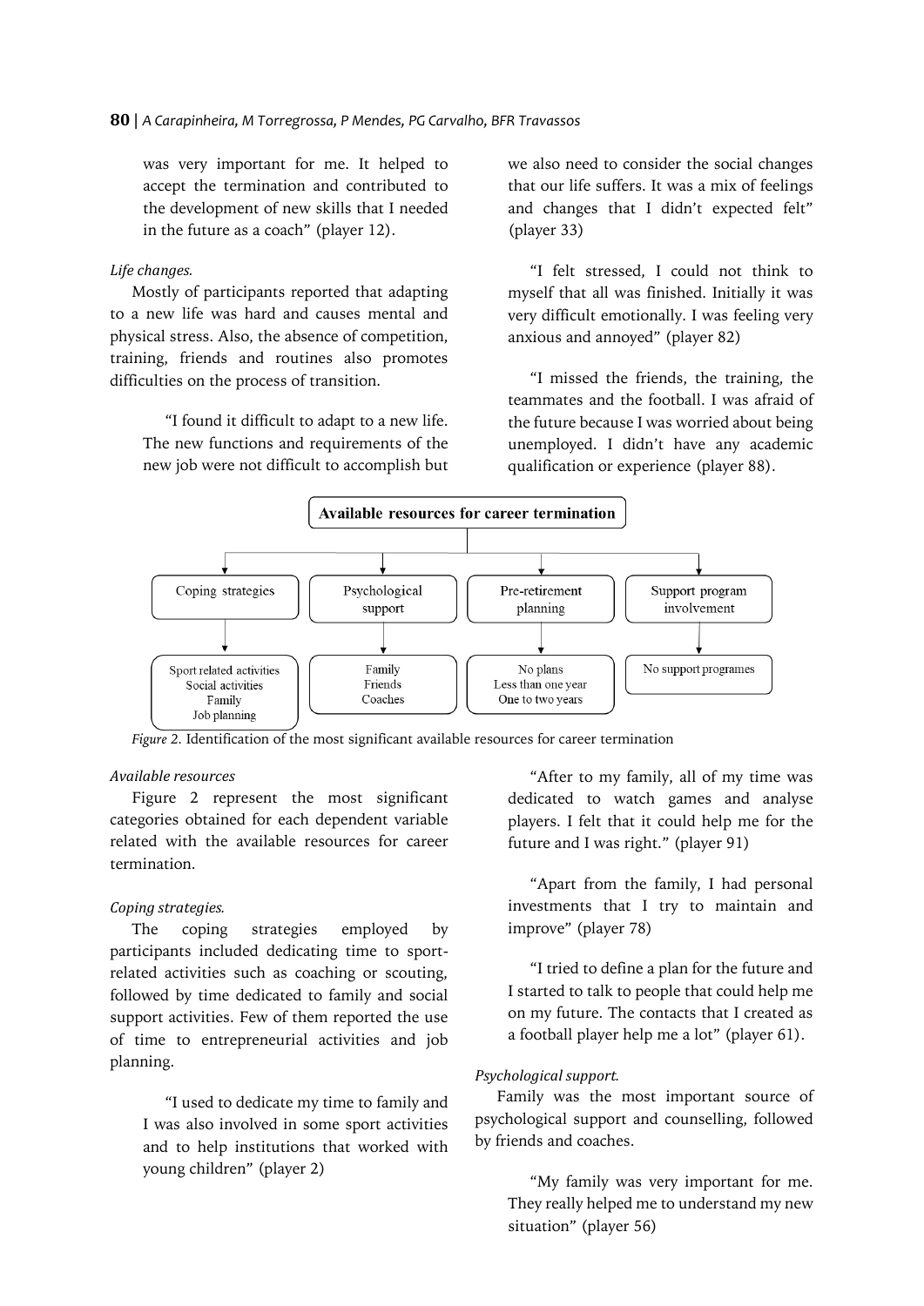was very important for me. It helped to accept the termination and contributed to the development of new skills that I needed in the future as a coach" (player 12).

*Life changes.*

Mostly of participants reported that adapting to a new life was hard and causes mental and physical stress. Also, the absence of competition, training, friends and routines also promotes difficulties on the process of transition.

> "I found it difficult to adapt to a new life. The new functions and requirements of the new job were not difficult to accomplish but we also need to consider the social changes that our life suffers. It was a mix of feelings and changes that I didn't expected felt" (player 33)

> "I felt stressed, I could not think to myself that all was finished. Initially it was very difficult emotionally. I was feeling very anxious and annoyed" (player 82)

> "I missed the friends, the training, the teammates and the football. I was afraid of the future because I was worried about being unemployed. I didn't have any academic qualification or experience (player 88).

**Available resources for career termination**

- Coping strategies
  - Sport related activities
  - Social activities
  - Family
  - Job planning
- Psychological support
  - Family
  - Friends
  - Coaches
- Pre-retirement planning
  - No plans
  - Less than one year
  - One to two years
- Support program involvement
  - No support programes

*Figure 2.* Identification of the most significant available resources for career termination

*Available resources*

Figure 2 represent the most significant categories obtained for each dependent variable related with the available resources for career termination.

*Coping strategies.*

The coping strategies employed by participants included dedicating time to sport-related activities such as coaching or scouting, followed by time dedicated to family and social support activities. Few of them reported the use of time to entrepreneurial activities and job planning.

> "I used to dedicate my time to family and I was also involved in some sport activities and to help institutions that worked with young children" (player 2)

> "After to my family, all of my time was dedicated to watch games and analyse players. I felt that it could help me for the future and I was right." (player 91)

> "Apart from the family, I had personal investments that I try to maintain and improve" (player 78)

> "I tried to define a plan for the future and I started to talk to people that could help me on my future. The contacts that I created as a football player help me a lot" (player 61).

*Psychological support.*

Family was the most important source of psychological support and counselling, followed by friends and coaches.

> "My family was very important for me. They really helped me to understand my new situation" (player 56)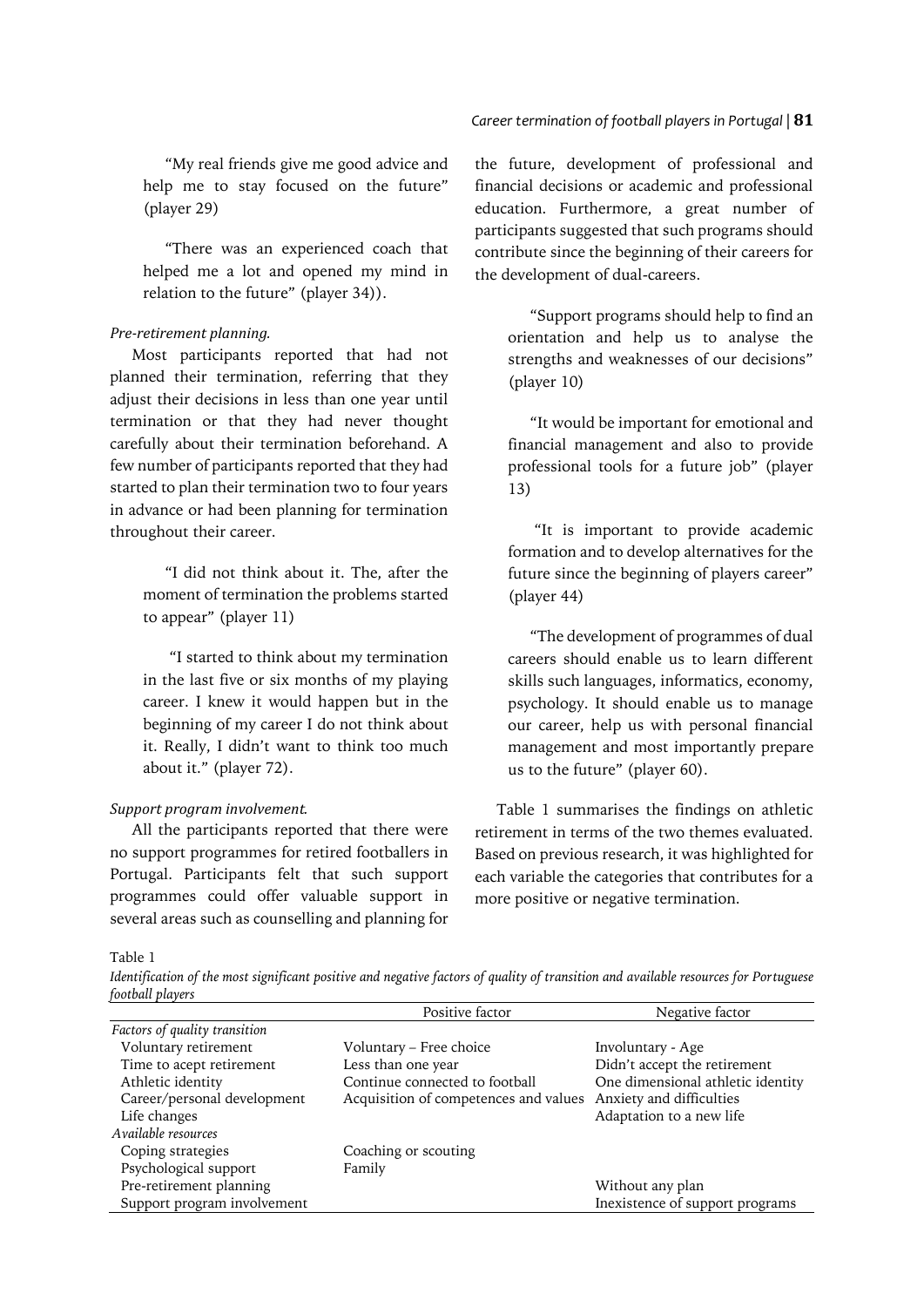"My real friends give me good advice and help me to stay focused on the future" (player 29)

"There was an experienced coach that helped me a lot and opened my mind in relation to the future" (player 34)).

*Pre-retirement planning.*

Most participants reported that had not planned their termination, referring that they adjust their decisions in less than one year until termination or that they had never thought carefully about their termination beforehand. A few number of participants reported that they had started to plan their termination two to four years in advance or had been planning for termination throughout their career.

"I did not think about it. The, after the moment of termination the problems started to appear" (player 11)

"I started to think about my termination in the last five or six months of my playing career. I knew it would happen but in the beginning of my career I do not think about it. Really, I didn't want to think too much about it." (player 72).

*Support program involvement.*

All the participants reported that there were no support programmes for retired footballers in Portugal. Participants felt that such support programmes could offer valuable support in several areas such as counselling and planning for the future, development of professional and financial decisions or academic and professional education. Furthermore, a great number of participants suggested that such programs should contribute since the beginning of their careers for the development of dual-careers.

"Support programs should help to find an orientation and help us to analyse the strengths and weaknesses of our decisions" (player 10)

"It would be important for emotional and financial management and also to provide professional tools for a future job" (player 13)

"It is important to provide academic formation and to develop alternatives for the future since the beginning of players career" (player 44)

"The development of programmes of dual careers should enable us to learn different skills such languages, informatics, economy, psychology. It should enable us to manage our career, help us with personal financial management and most importantly prepare us to the future" (player 60).

Table 1 summarises the findings on athletic retirement in terms of the two themes evaluated. Based on previous research, it was highlighted for each variable the categories that contributes for a more positive or negative termination.

Table 1

*Identification of the most significant positive and negative factors of quality of transition and available resources for Portuguese football players*

| | Positive factor | Negative factor |
|---|---|---|
| *Factors of quality transition* | | |
| Voluntary retirement | Voluntary – Free choice | Involuntary - Age |
| Time to acept retirement | Less than one year | Didn't accept the retirement |
| Athletic identity | Continue connected to football | One dimensional athletic identity |
| Career/personal development | Acquisition of competences and values | Anxiety and difficulties |
| Life changes | | Adaptation to a new life |
| *Available resources* | | |
| Coping strategies | Coaching or scouting | |
| Psychological support | Family | |
| Pre-retirement planning | | Without any plan |
| Support program involvement | | Inexistence of support programs |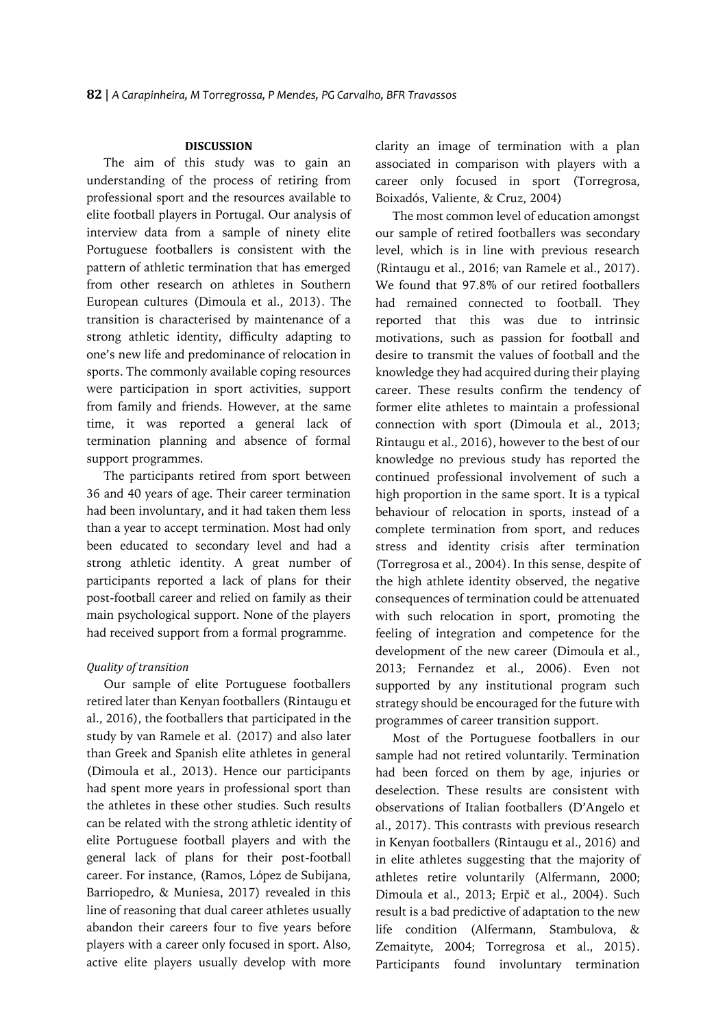## DISCUSSION

The aim of this study was to gain an understanding of the process of retiring from professional sport and the resources available to elite football players in Portugal. Our analysis of interview data from a sample of ninety elite Portuguese footballers is consistent with the pattern of athletic termination that has emerged from other research on athletes in Southern European cultures (Dimoula et al., 2013). The transition is characterised by maintenance of a strong athletic identity, difficulty adapting to one's new life and predominance of relocation in sports. The commonly available coping resources were participation in sport activities, support from family and friends. However, at the same time, it was reported a general lack of termination planning and absence of formal support programmes.

The participants retired from sport between 36 and 40 years of age. Their career termination had been involuntary, and it had taken them less than a year to accept termination. Most had only been educated to secondary level and had a strong athletic identity. A great number of participants reported a lack of plans for their post-football career and relied on family as their main psychological support. None of the players had received support from a formal programme.

*Quality of transition*

Our sample of elite Portuguese footballers retired later than Kenyan footballers (Rintaugu et al., 2016), the footballers that participated in the study by van Ramele et al. (2017) and also later than Greek and Spanish elite athletes in general (Dimoula et al., 2013). Hence our participants had spent more years in professional sport than the athletes in these other studies. Such results can be related with the strong athletic identity of elite Portuguese football players and with the general lack of plans for their post-football career. For instance, (Ramos, López de Subijana, Barriopedro, & Muniesa, 2017) revealed in this line of reasoning that dual career athletes usually abandon their careers four to five years before players with a career only focused in sport. Also, active elite players usually develop with more clarity an image of termination with a plan associated in comparison with players with a career only focused in sport (Torregrosa, Boixadós, Valiente, & Cruz, 2004)

The most common level of education amongst our sample of retired footballers was secondary level, which is in line with previous research (Rintaugu et al., 2016; van Ramele et al., 2017). We found that 97.8% of our retired footballers had remained connected to football. They reported that this was due to intrinsic motivations, such as passion for football and desire to transmit the values of football and the knowledge they had acquired during their playing career. These results confirm the tendency of former elite athletes to maintain a professional connection with sport (Dimoula et al., 2013; Rintaugu et al., 2016), however to the best of our knowledge no previous study has reported the continued professional involvement of such a high proportion in the same sport. It is a typical behaviour of relocation in sports, instead of a complete termination from sport, and reduces stress and identity crisis after termination (Torregrosa et al., 2004). In this sense, despite of the high athlete identity observed, the negative consequences of termination could be attenuated with such relocation in sport, promoting the feeling of integration and competence for the development of the new career (Dimoula et al., 2013; Fernandez et al., 2006). Even not supported by any institutional program such strategy should be encouraged for the future with programmes of career transition support.

Most of the Portuguese footballers in our sample had not retired voluntarily. Termination had been forced on them by age, injuries or deselection. These results are consistent with observations of Italian footballers (D'Angelo et al., 2017). This contrasts with previous research in Kenyan footballers (Rintaugu et al., 2016) and in elite athletes suggesting that the majority of athletes retire voluntarily (Alfermann, 2000; Dimoula et al., 2013; Erpič et al., 2004). Such result is a bad predictive of adaptation to the new life condition (Alfermann, Stambulova, & Zemaityte, 2004; Torregrosa et al., 2015). Participants found involuntary termination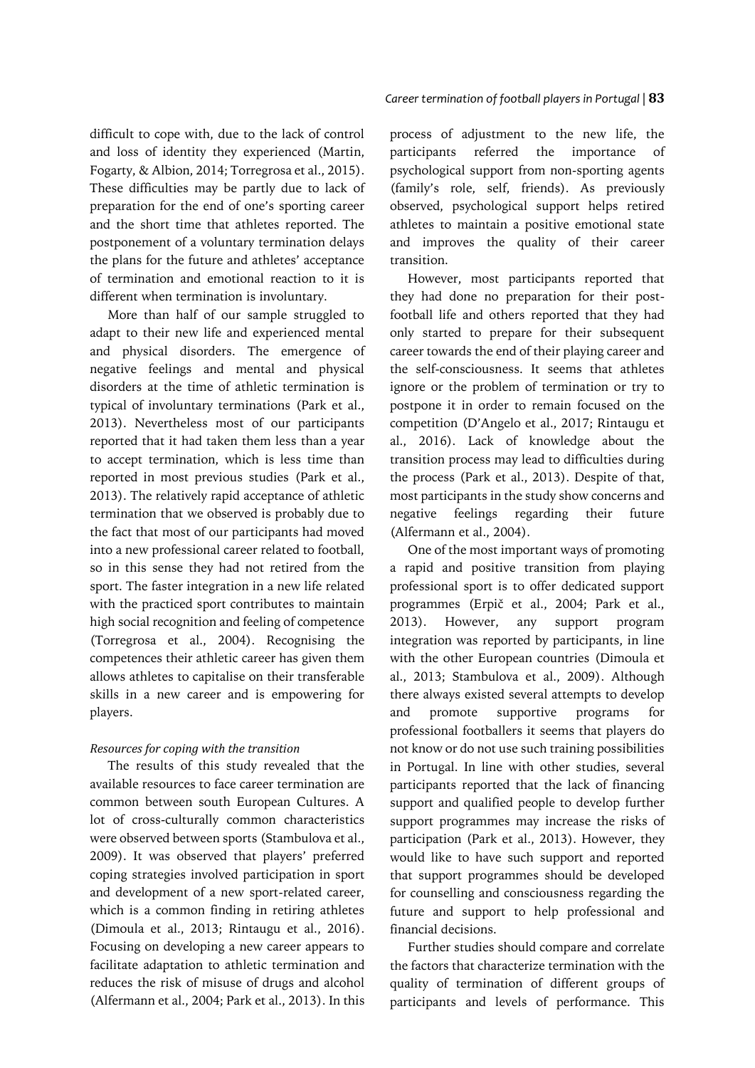difficult to cope with, due to the lack of control and loss of identity they experienced (Martin, Fogarty, & Albion, 2014; Torregrosa et al., 2015). These difficulties may be partly due to lack of preparation for the end of one's sporting career and the short time that athletes reported. The postponement of a voluntary termination delays the plans for the future and athletes' acceptance of termination and emotional reaction to it is different when termination is involuntary.

More than half of our sample struggled to adapt to their new life and experienced mental and physical disorders. The emergence of negative feelings and mental and physical disorders at the time of athletic termination is typical of involuntary terminations (Park et al., 2013). Nevertheless most of our participants reported that it had taken them less than a year to accept termination, which is less time than reported in most previous studies (Park et al., 2013). The relatively rapid acceptance of athletic termination that we observed is probably due to the fact that most of our participants had moved into a new professional career related to football, so in this sense they had not retired from the sport. The faster integration in a new life related with the practiced sport contributes to maintain high social recognition and feeling of competence (Torregrosa et al., 2004). Recognising the competences their athletic career has given them allows athletes to capitalise on their transferable skills in a new career and is empowering for players.

*Resources for coping with the transition*

The results of this study revealed that the available resources to face career termination are common between south European Cultures. A lot of cross-culturally common characteristics were observed between sports (Stambulova et al., 2009). It was observed that players' preferred coping strategies involved participation in sport and development of a new sport-related career, which is a common finding in retiring athletes (Dimoula et al., 2013; Rintaugu et al., 2016). Focusing on developing a new career appears to facilitate adaptation to athletic termination and reduces the risk of misuse of drugs and alcohol (Alfermann et al., 2004; Park et al., 2013). In this process of adjustment to the new life, the participants referred the importance of psychological support from non-sporting agents (family's role, self, friends). As previously observed, psychological support helps retired athletes to maintain a positive emotional state and improves the quality of their career transition.

However, most participants reported that they had done no preparation for their post-football life and others reported that they had only started to prepare for their subsequent career towards the end of their playing career and the self-consciousness. It seems that athletes ignore or the problem of termination or try to postpone it in order to remain focused on the competition (D'Angelo et al., 2017; Rintaugu et al., 2016). Lack of knowledge about the transition process may lead to difficulties during the process (Park et al., 2013). Despite of that, most participants in the study show concerns and negative feelings regarding their future (Alfermann et al., 2004).

One of the most important ways of promoting a rapid and positive transition from playing professional sport is to offer dedicated support programmes (Erpič et al., 2004; Park et al., 2013). However, any support program integration was reported by participants, in line with the other European countries (Dimoula et al., 2013; Stambulova et al., 2009). Although there always existed several attempts to develop and promote supportive programs for professional footballers it seems that players do not know or do not use such training possibilities in Portugal. In line with other studies, several participants reported that the lack of financing support and qualified people to develop further support programmes may increase the risks of participation (Park et al., 2013). However, they would like to have such support and reported that support programmes should be developed for counselling and consciousness regarding the future and support to help professional and financial decisions.

Further studies should compare and correlate the factors that characterize termination with the quality of termination of different groups of participants and levels of performance. This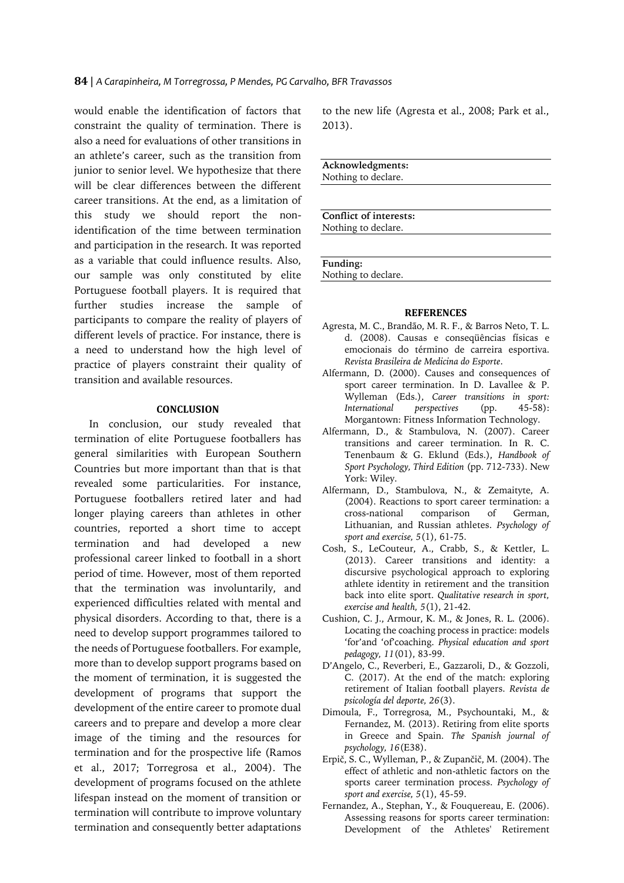would enable the identification of factors that constraint the quality of termination. There is also a need for evaluations of other transitions in an athlete's career, such as the transition from junior to senior level. We hypothesize that there will be clear differences between the different career transitions. At the end, as a limitation of this study we should report the non-identification of the time between termination and participation in the research. It was reported as a variable that could influence results. Also, our sample was only constituted by elite Portuguese football players. It is required that further studies increase the sample of participants to compare the reality of players of different levels of practice. For instance, there is a need to understand how the high level of practice of players constraint their quality of transition and available resources.

## CONCLUSION

In conclusion, our study revealed that termination of elite Portuguese footballers has general similarities with European Southern Countries but more important than that is that revealed some particularities. For instance, Portuguese footballers retired later and had longer playing careers than athletes in other countries, reported a short time to accept termination and had developed a new professional career linked to football in a short period of time. However, most of them reported that the termination was involuntarily, and experienced difficulties related with mental and physical disorders. According to that, there is a need to develop support programmes tailored to the needs of Portuguese footballers. For example, more than to develop support programs based on the moment of termination, it is suggested the development of programs that support the development of the entire career to promote dual careers and to prepare and develop a more clear image of the timing and the resources for termination and for the prospective life (Ramos et al., 2017; Torregrosa et al., 2004). The development of programs focused on the athlete lifespan instead on the moment of transition or termination will contribute to improve voluntary termination and consequently better adaptations to the new life (Agresta et al., 2008; Park et al., 2013).

**Acknowledgments:**
Nothing to declare.

**Conflict of interests:**
Nothing to declare.

**Funding:**
Nothing to declare.

## REFERENCES

Agresta, M. C., Brandão, M. R. F., & Barros Neto, T. L. d. (2008). Causas e conseqüências físicas e emocionais do término de carreira esportiva. *Revista Brasileira de Medicina do Esporte*.

Alfermann, D. (2000). Causes and consequences of sport career termination. In D. Lavallee & P. Wylleman (Eds.), *Career transitions in sport: International perspectives* (pp. 45-58): Morgantown: Fitness Information Technology.

Alfermann, D., & Stambulova, N. (2007). Career transitions and career termination. In R. C. Tenenbaum & G. Eklund (Eds.), *Handbook of Sport Psychology, Third Edition* (pp. 712-733). New York: Wiley.

Alfermann, D., Stambulova, N., & Zemaityte, A. (2004). Reactions to sport career termination: a cross-national comparison of German, Lithuanian, and Russian athletes. *Psychology of sport and exercise, 5*(1), 61-75.

Cosh, S., LeCouteur, A., Crabb, S., & Kettler, L. (2013). Career transitions and identity: a discursive psychological approach to exploring athlete identity in retirement and the transition back into elite sport. *Qualitative research in sport, exercise and health, 5*(1), 21-42.

Cushion, C. J., Armour, K. M., & Jones, R. L. (2006). Locating the coaching process in practice: models 'for'and 'of'coaching. *Physical education and sport pedagogy, 11*(01), 83-99.

D'Angelo, C., Reverberi, E., Gazzaroli, D., & Gozzoli, C. (2017). At the end of the match: exploring retirement of Italian football players. *Revista de psicología del deporte, 26*(3).

Dimoula, F., Torregrosa, M., Psychountaki, M., & Fernandez, M. (2013). Retiring from elite sports in Greece and Spain. *The Spanish journal of psychology, 16*(E38).

Erpič, S. C., Wylleman, P., & Zupančič, M. (2004). The effect of athletic and non-athletic factors on the sports career termination process. *Psychology of sport and exercise, 5*(1), 45-59.

Fernandez, A., Stephan, Y., & Fouquereau, E. (2006). Assessing reasons for sports career termination: Development of the Athletes' Retirement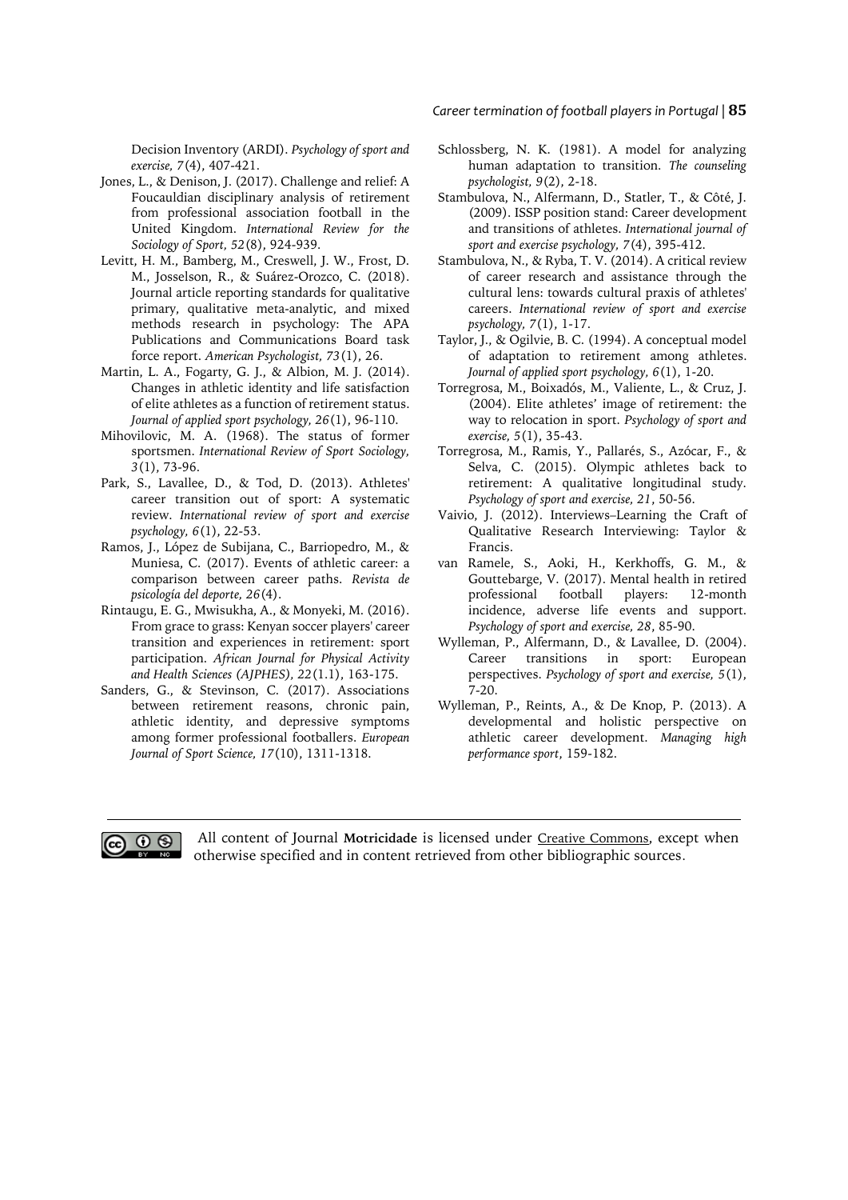Decision Inventory (ARDI). *Psychology of sport and exercise, 7*(4), 407-421.

Jones, L., & Denison, J. (2017). Challenge and relief: A Foucauldian disciplinary analysis of retirement from professional association football in the United Kingdom. *International Review for the Sociology of Sport, 52*(8), 924-939.

Levitt, H. M., Bamberg, M., Creswell, J. W., Frost, D. M., Josselson, R., & Suárez-Orozco, C. (2018). Journal article reporting standards for qualitative primary, qualitative meta-analytic, and mixed methods research in psychology: The APA Publications and Communications Board task force report. *American Psychologist, 73*(1), 26.

Martin, L. A., Fogarty, G. J., & Albion, M. J. (2014). Changes in athletic identity and life satisfaction of elite athletes as a function of retirement status. *Journal of applied sport psychology, 26*(1), 96-110.

Mihovilovic, M. A. (1968). The status of former sportsmen. *International Review of Sport Sociology, 3*(1), 73-96.

Park, S., Lavallee, D., & Tod, D. (2013). Athletes' career transition out of sport: A systematic review. *International review of sport and exercise psychology, 6*(1), 22-53.

Ramos, J., López de Subijana, C., Barriopedro, M., & Muniesa, C. (2017). Events of athletic career: a comparison between career paths. *Revista de psicología del deporte, 26*(4).

Rintaugu, E. G., Mwisukha, A., & Monyeki, M. (2016). From grace to grass: Kenyan soccer players' career transition and experiences in retirement: sport participation. *African Journal for Physical Activity and Health Sciences (AJPHES), 22*(1.1), 163-175.

Sanders, G., & Stevinson, C. (2017). Associations between retirement reasons, chronic pain, athletic identity, and depressive symptoms among former professional footballers. *European Journal of Sport Science, 17*(10), 1311-1318.

Schlossberg, N. K. (1981). A model for analyzing human adaptation to transition. *The counseling psychologist, 9*(2), 2-18.

Stambulova, N., Alfermann, D., Statler, T., & Côté, J. (2009). ISSP position stand: Career development and transitions of athletes. *International journal of sport and exercise psychology, 7*(4), 395-412.

Stambulova, N., & Ryba, T. V. (2014). A critical review of career research and assistance through the cultural lens: towards cultural praxis of athletes' careers. *International review of sport and exercise psychology, 7*(1), 1-17.

Taylor, J., & Ogilvie, B. C. (1994). A conceptual model of adaptation to retirement among athletes. *Journal of applied sport psychology, 6*(1), 1-20.

Torregrosa, M., Boixadós, M., Valiente, L., & Cruz, J. (2004). Elite athletes' image of retirement: the way to relocation in sport. *Psychology of sport and exercise, 5*(1), 35-43.

Torregrosa, M., Ramis, Y., Pallarés, S., Azócar, F., & Selva, C. (2015). Olympic athletes back to retirement: A qualitative longitudinal study. *Psychology of sport and exercise, 21*, 50-56.

Vaivio, J. (2012). Interviews–Learning the Craft of Qualitative Research Interviewing: Taylor & Francis.

van Ramele, S., Aoki, H., Kerkhoffs, G. M., & Gouttebarge, V. (2017). Mental health in retired professional football players: 12-month incidence, adverse life events and support. *Psychology of sport and exercise, 28*, 85-90.

Wylleman, P., Alfermann, D., & Lavallee, D. (2004). Career transitions in sport: European perspectives. *Psychology of sport and exercise, 5*(1), 7-20.

Wylleman, P., Reints, A., & De Knop, P. (2013). A developmental and holistic perspective on athletic career development. *Managing high performance sport*, 159-182.

All content of Journal **Motricidade** is licensed under Creative Commons, except when otherwise specified and in content retrieved from other bibliographic sources.